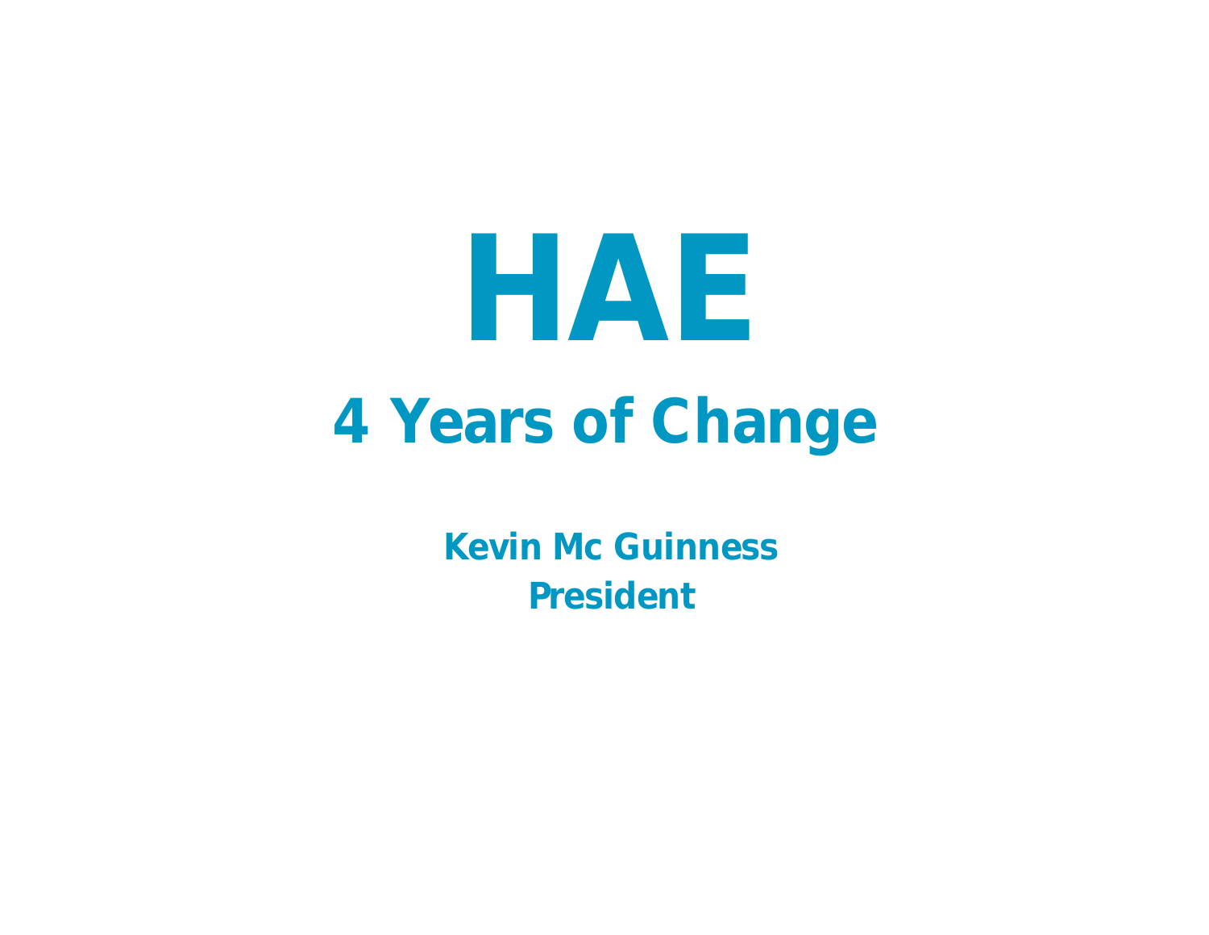# HAE

## 4 Years of Change

**Kevin Mc Guinness**
**President**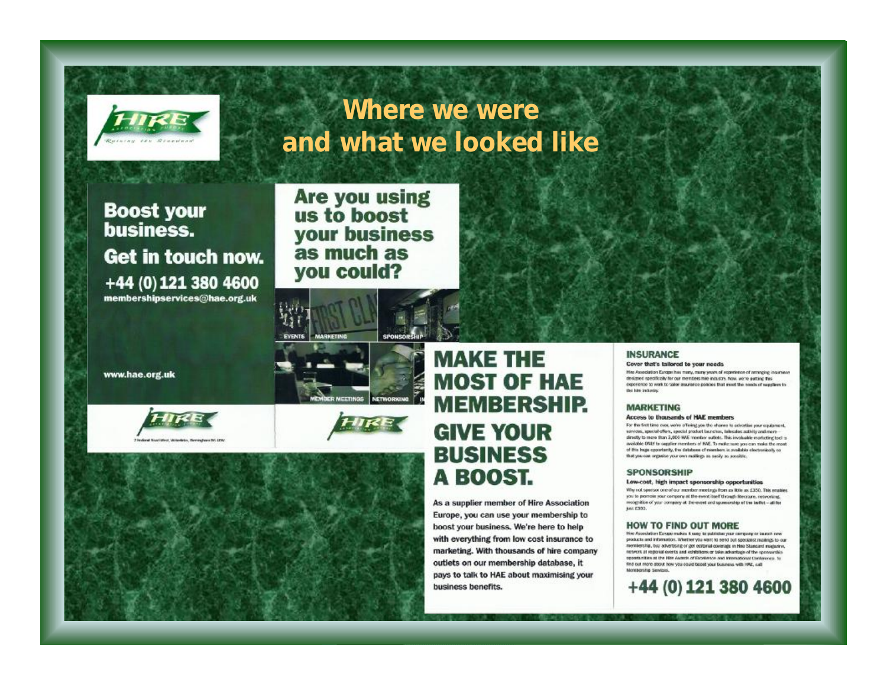# Where we were and what we looked like

HIRE ASSOCIATION EUROPE
Raising the Standard

**Boost your business.**

**Get in touch now.**

**+44 (0) 121 380 4600**

**membershipservices@hae.org.uk**

**www.hae.org.uk**

HIRE ASSOCIATION EUROPE

**Are you using us to boost your business as much as you could?**

EVENTS | MARKETING | SPONSORSHIP | MEMBER MEETINGS | NETWORKING

HIRE ASSOCIATION EUROPE

## MAKE THE MOST OF HAE MEMBERSHIP.

## GIVE YOUR BUSINESS A BOOST.

As a supplier member of Hire Association Europe, you can use your membership to boost your business. We're here to help with everything from low cost insurance to marketing. With thousands of hire company outlets on our membership database, it pays to talk to HAE about maximising your business benefits.

### INSURANCE

**Cover that's tailored to your needs**

Hire Association Europe has many, many years of experience of arranging insurance designed specifically for our members in the industry. Now, we're putting this experience to work to tailor insurance policies that meet the needs of suppliers to the hire industry.

### MARKETING

**Access to thousands of HAE members**

For the first time ever, we're offering you the chance to advertise your equipment, services, special offers, special product launches, telesales activity and more – directly to more than 3,000 HAE member outlets. This invaluable marketing tool is available ONLY to supplier members of HAE. To make sure you can make the most of this huge opportunity, the database of members is available electronically so that you can organise your own mailings as easily as possible.

### SPONSORSHIP

**Low-cost, high impact sponsorship opportunities**

Why not sponsor one of our member meetings from as little as £350. This enables you to promote your company at the event itself through literature, networking, recognition of your company at the event and sponsorship of the buffet – all for just £350.

### HOW TO FIND OUT MORE

Hire Association Europe makes it easy to publicise your company or launch new products and information. Whether you want to send out specialist mailings to our membership, buy advertising or get editorial coverage in Hire Standard magazine, network at regional events and exhibitions or take advantage of the sponsorship opportunities at the Hire Awards of Excellence and International Conference. To find out more about how you could boost your business with HAE, call Membership Services.

**+44 (0) 121 380 4600**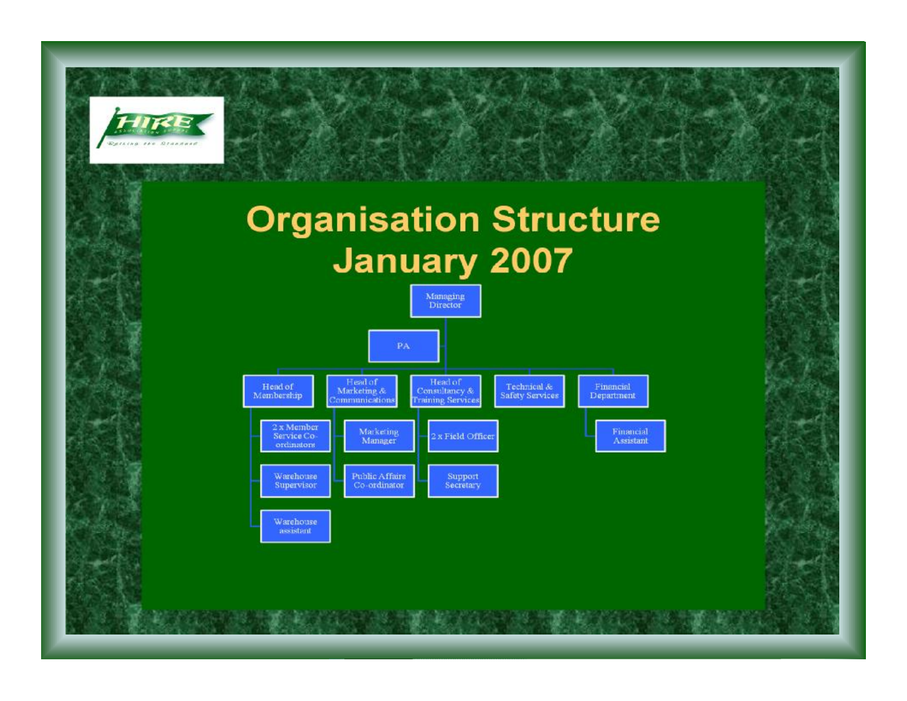# Organisation Structure January 2007

- Managing Director
  - PA
  - Head of Membership
    - 2 x Member Service Co-ordinators
    - Warehouse Supervisor
    - Warehouse assistant
  - Head of Marketing & Communications
    - Marketing Manager
    - Public Affairs Co-ordinator
  - Head of Consultancy & Training Services
    - 2 x Field Officer
    - Support Secretary
  - Technical & Safety Services
  - Financial Department
    - Financial Assistant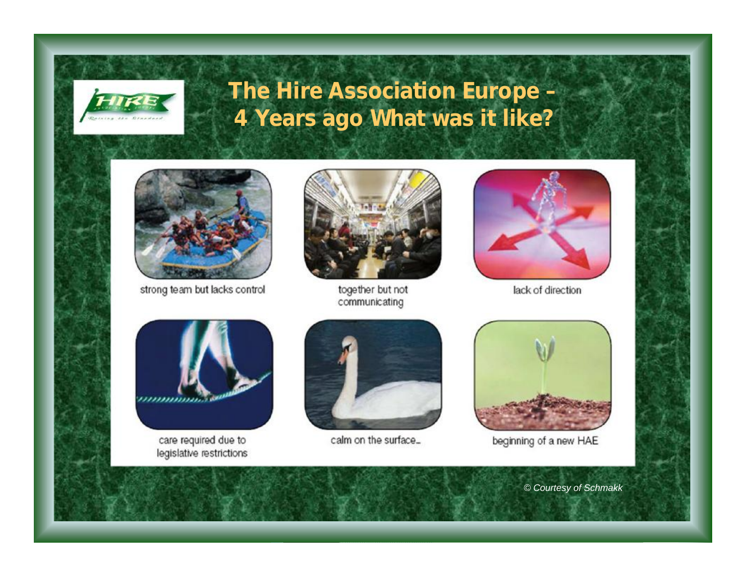# The Hire Association Europe – 4 Years ago What was it like?

strong team but lacks control

together but not communicating

lack of direction

care required due to legislative restrictions

calm on the surface...

beginning of a new HAE

*© Courtesy of Schmakk*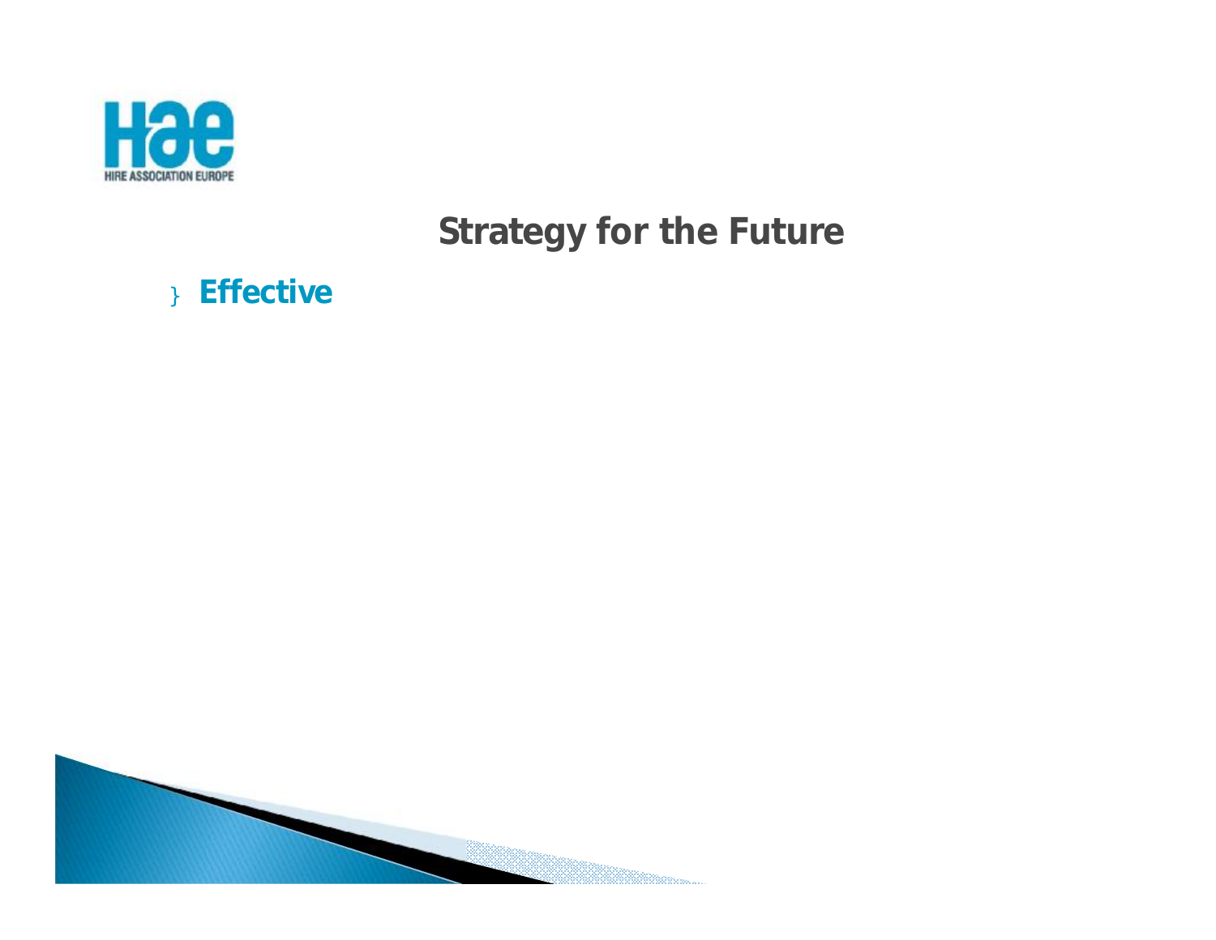## Strategy for the Future

- **Effective**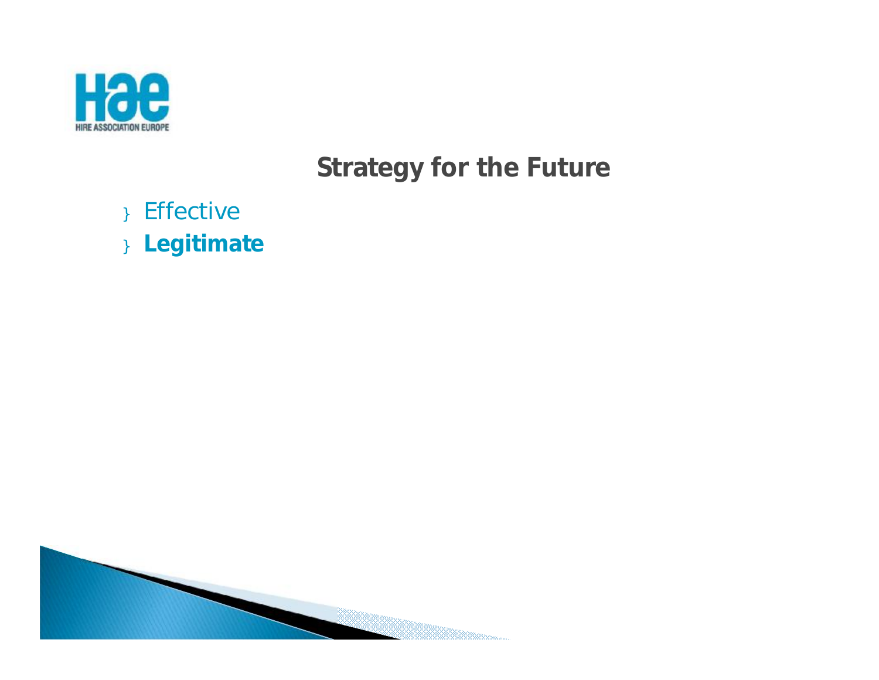## Strategy for the Future

- Effective
- **Legitimate**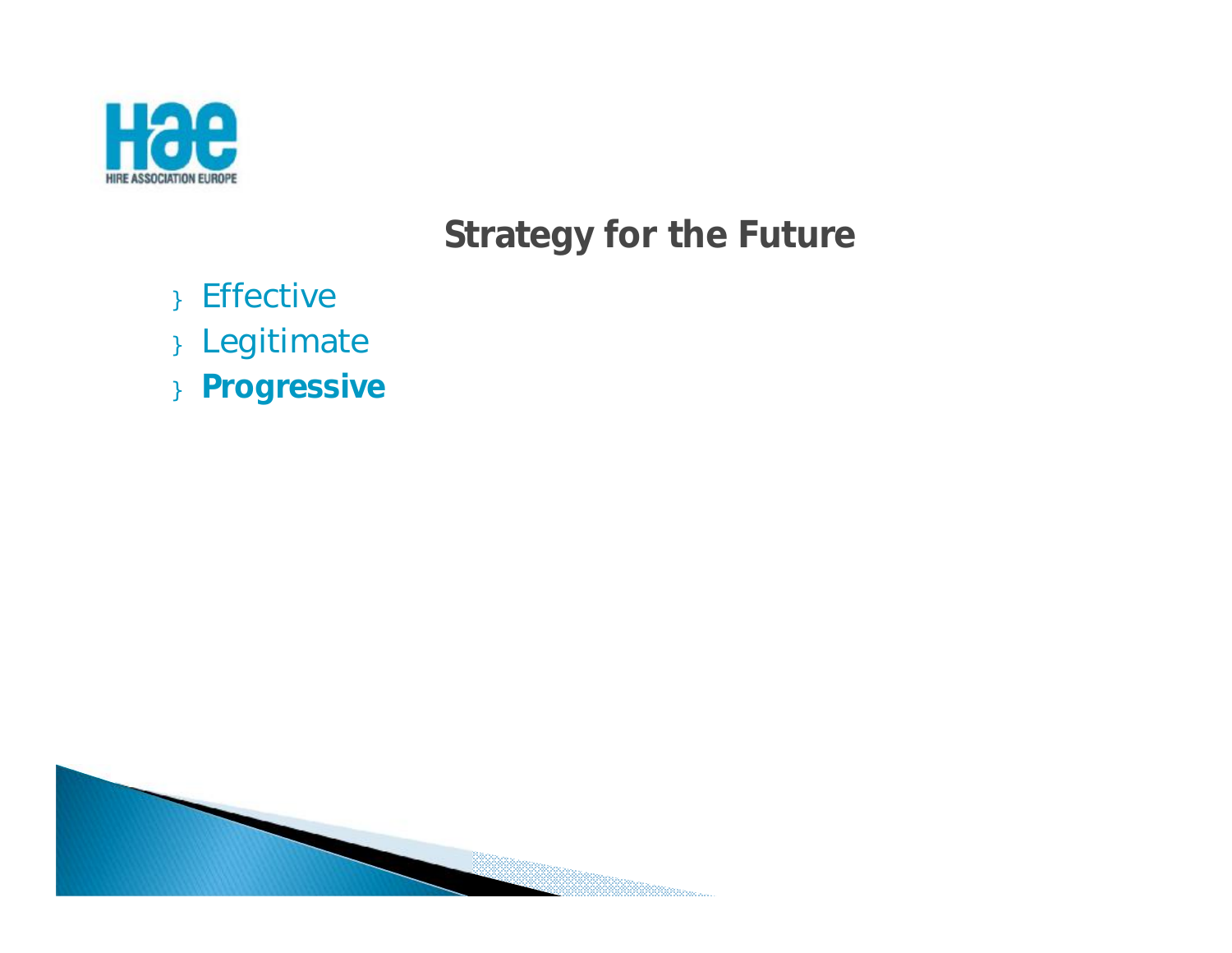## Strategy for the Future

- Effective
- Legitimate
- **Progressive**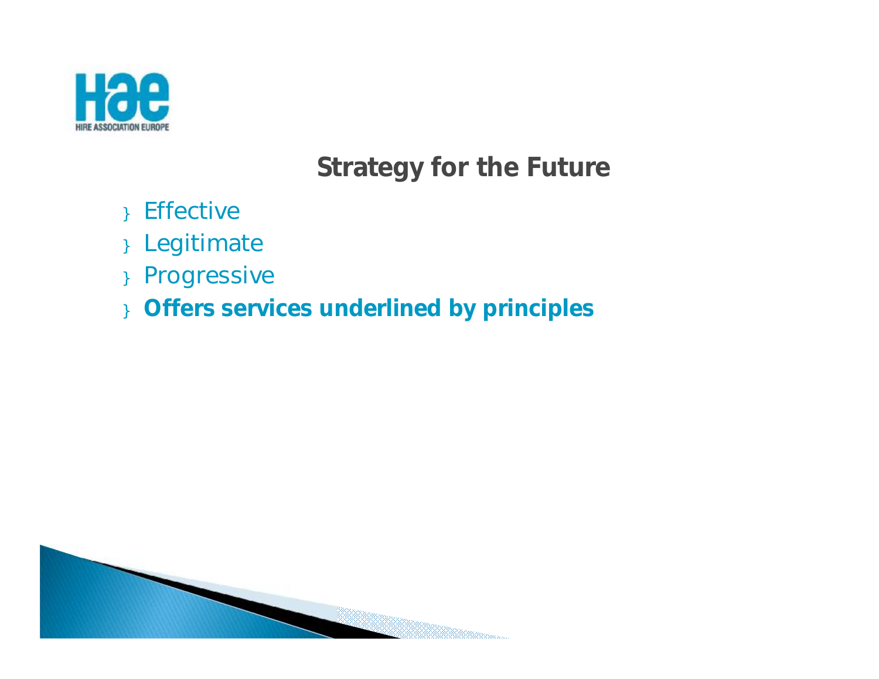## Strategy for the Future

- Effective
- Legitimate
- Progressive
- **Offers services underlined by principles**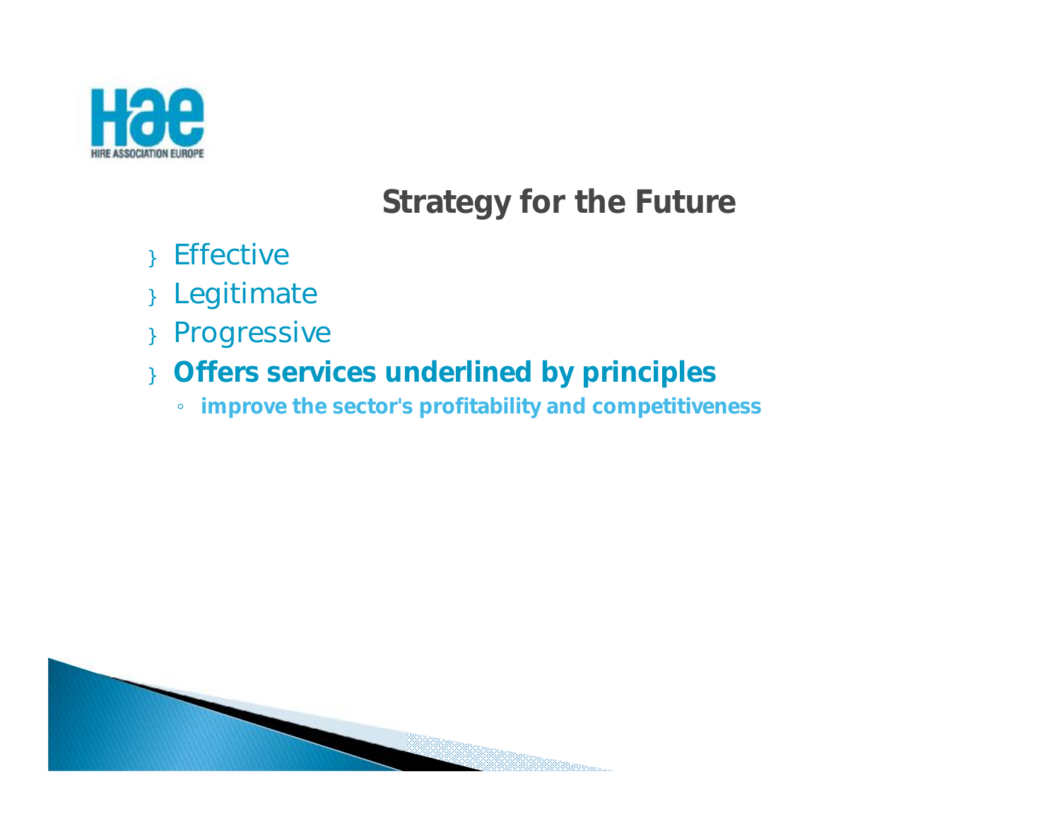## Strategy for the Future

- Effective
- Legitimate
- Progressive
- **Offers services underlined by principles**
  - **improve the sector's profitability and competitiveness**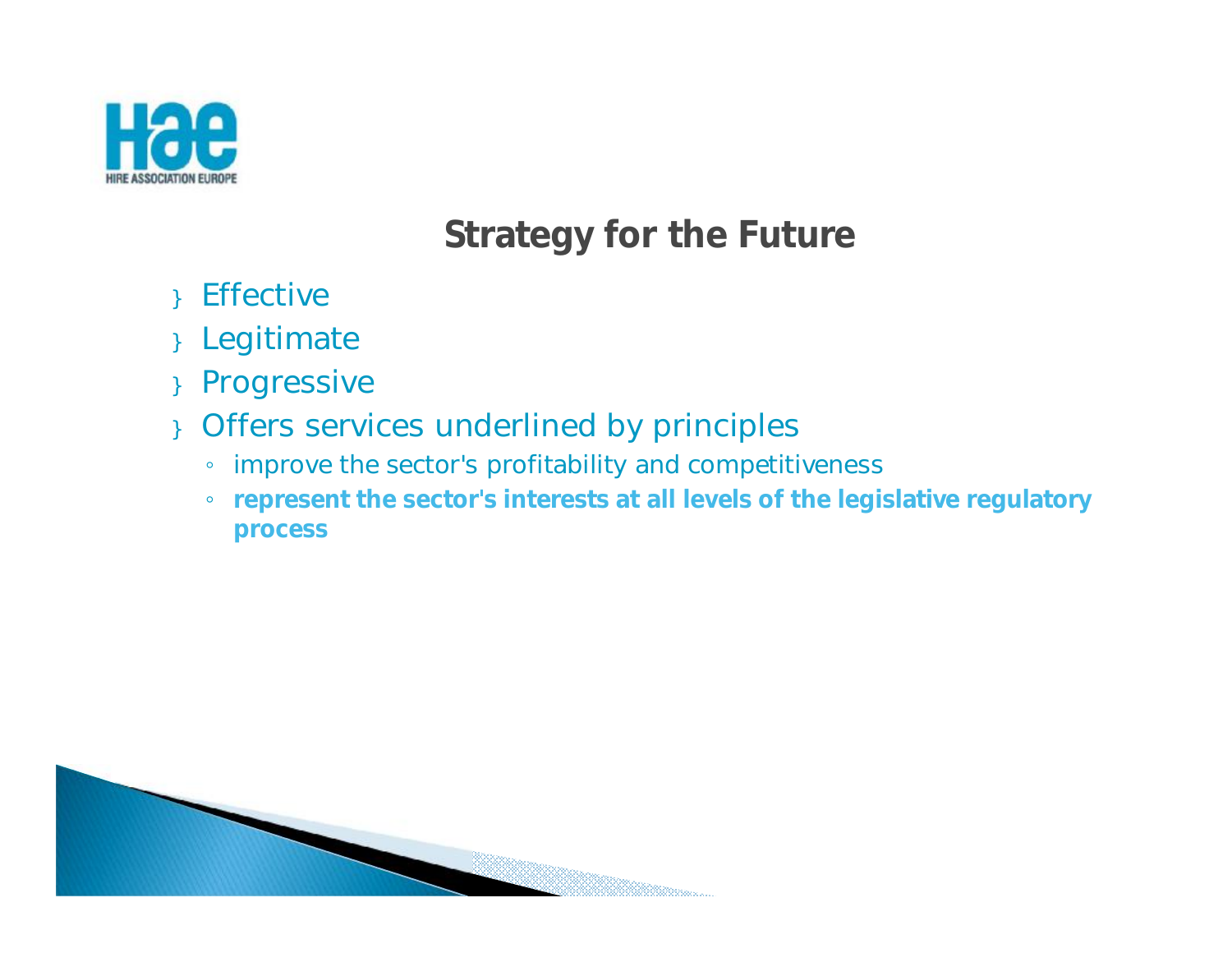## Strategy for the Future

- Effective
- Legitimate
- Progressive
- Offers services underlined by principles
  - improve the sector's profitability and competitiveness
  - **represent the sector's interests at all levels of the legislative regulatory process**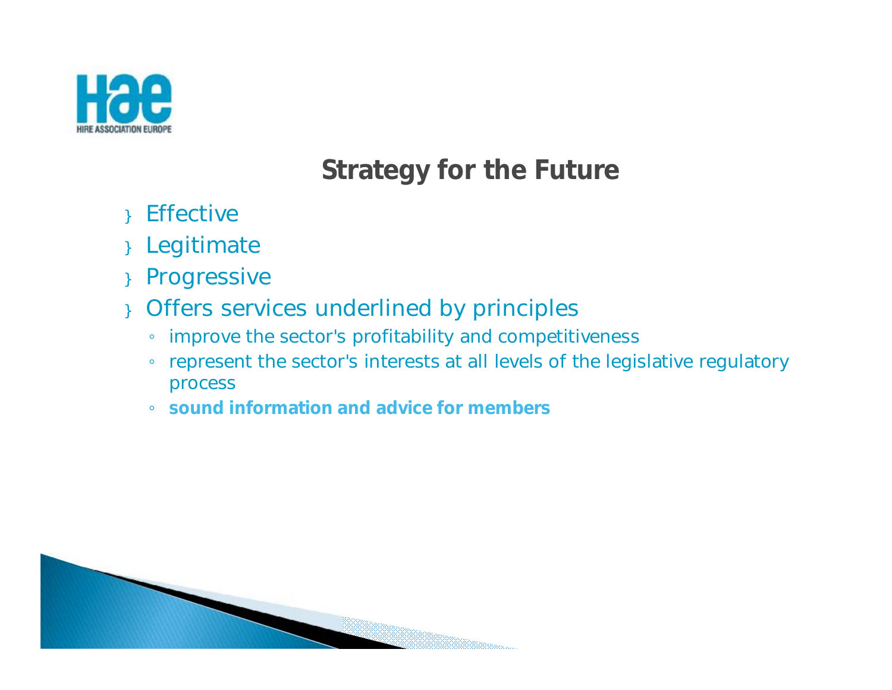## Strategy for the Future

- Effective
- Legitimate
- Progressive
- Offers services underlined by principles
  - improve the sector's profitability and competitiveness
  - represent the sector's interests at all levels of the legislative regulatory process
  - **sound information and advice for members**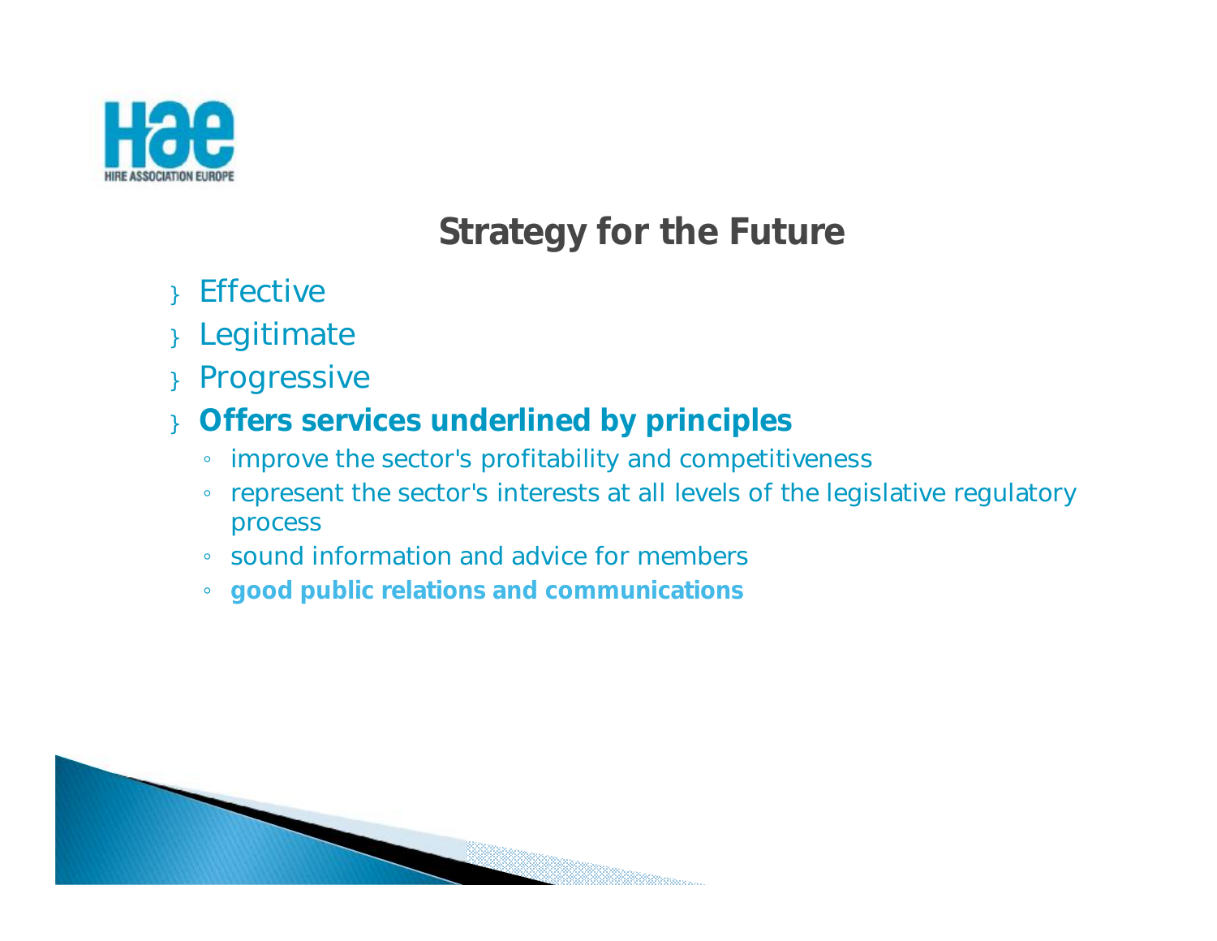## Strategy for the Future

- Effective
- Legitimate
- Progressive
- **Offers services underlined by principles**
  - improve the sector's profitability and competitiveness
  - represent the sector's interests at all levels of the legislative regulatory process
  - sound information and advice for members
  - **good public relations and communications**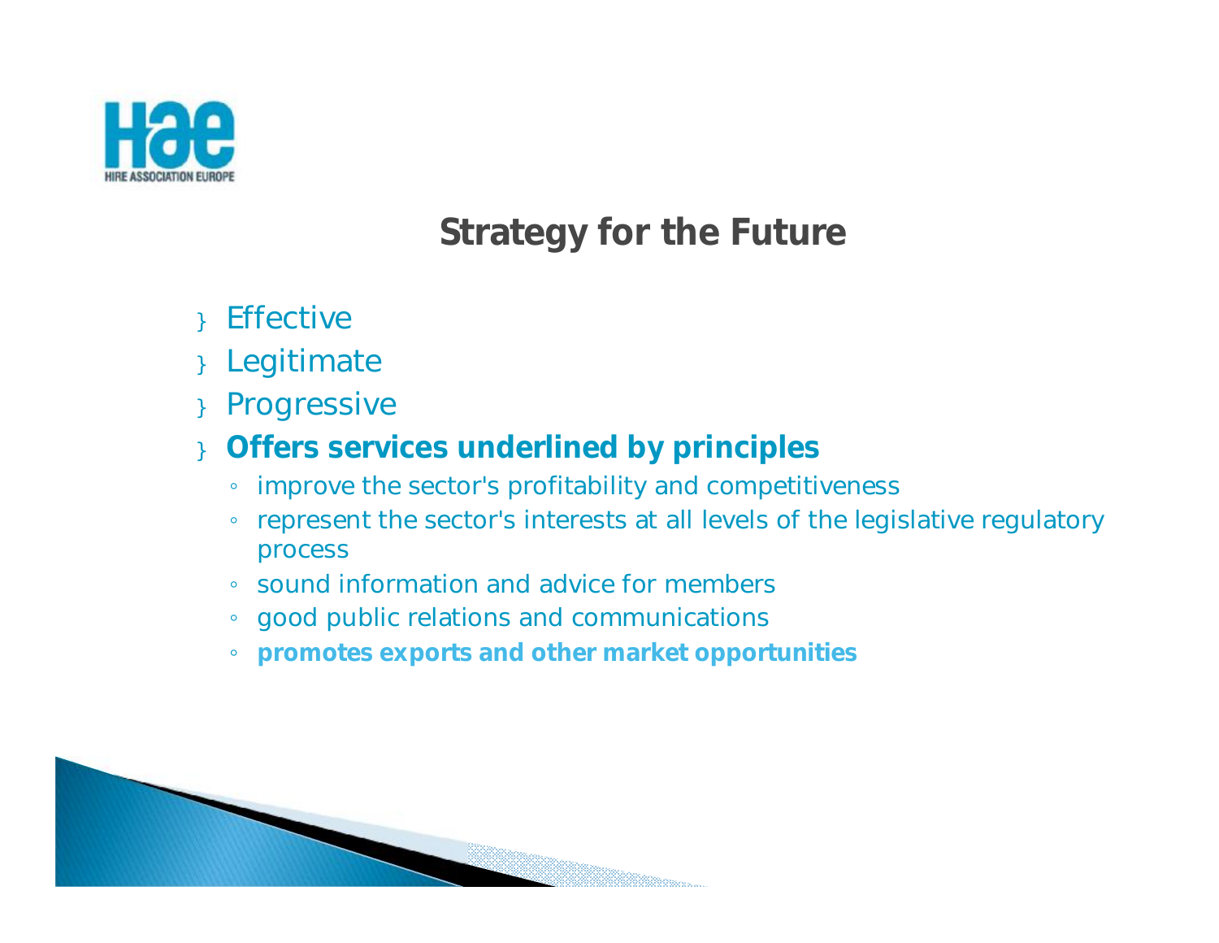## Strategy for the Future

- Effective
- Legitimate
- Progressive
- **Offers services underlined by principles**
  - improve the sector's profitability and competitiveness
  - represent the sector's interests at all levels of the legislative regulatory process
  - sound information and advice for members
  - good public relations and communications
  - **promotes exports and other market opportunities**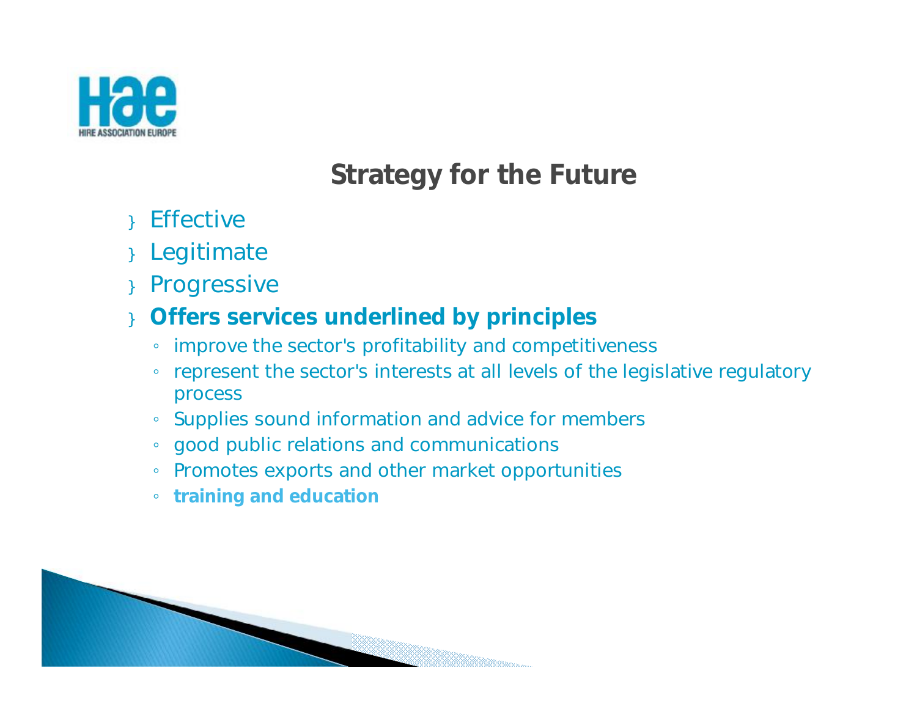## Strategy for the Future

- Effective
- Legitimate
- Progressive
- **Offers services underlined by principles**
  - improve the sector's profitability and competitiveness
  - represent the sector's interests at all levels of the legislative regulatory process
  - Supplies sound information and advice for members
  - good public relations and communications
  - Promotes exports and other market opportunities
  - **training and education**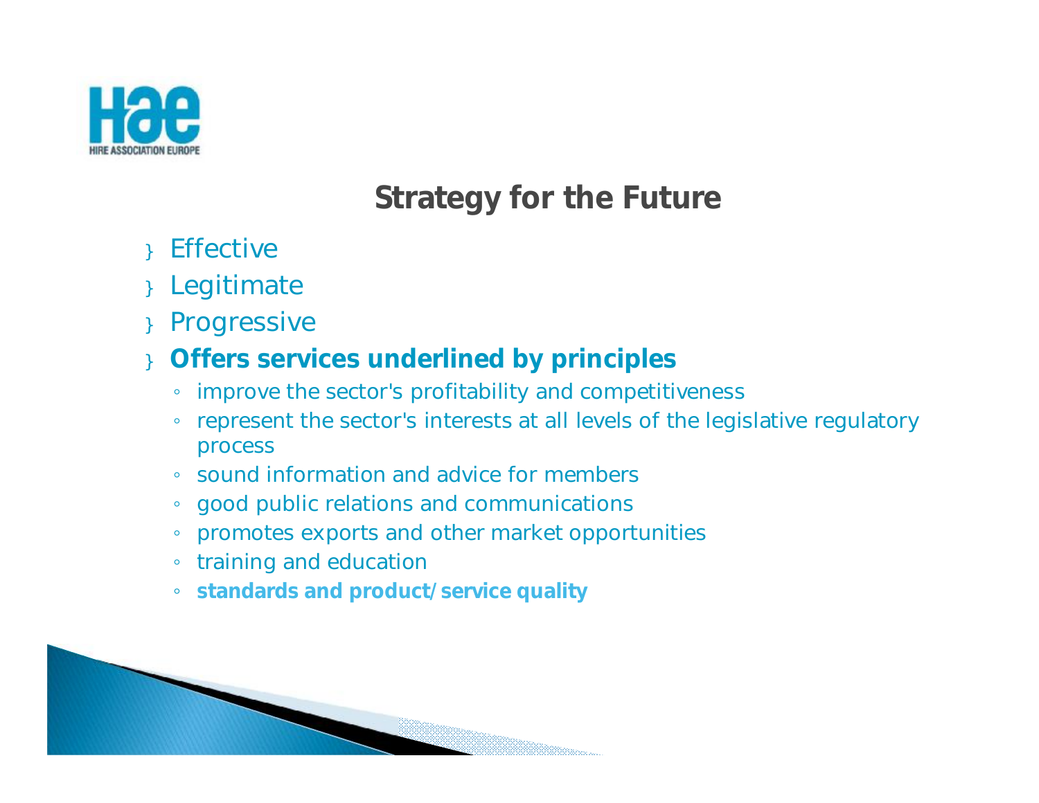# Strategy for the Future

- Effective
- Legitimate
- Progressive
- **Offers services underlined by principles**
  - improve the sector's profitability and competitiveness
  - represent the sector's interests at all levels of the legislative regulatory process
  - sound information and advice for members
  - good public relations and communications
  - promotes exports and other market opportunities
  - training and education
  - **standards and product/service quality**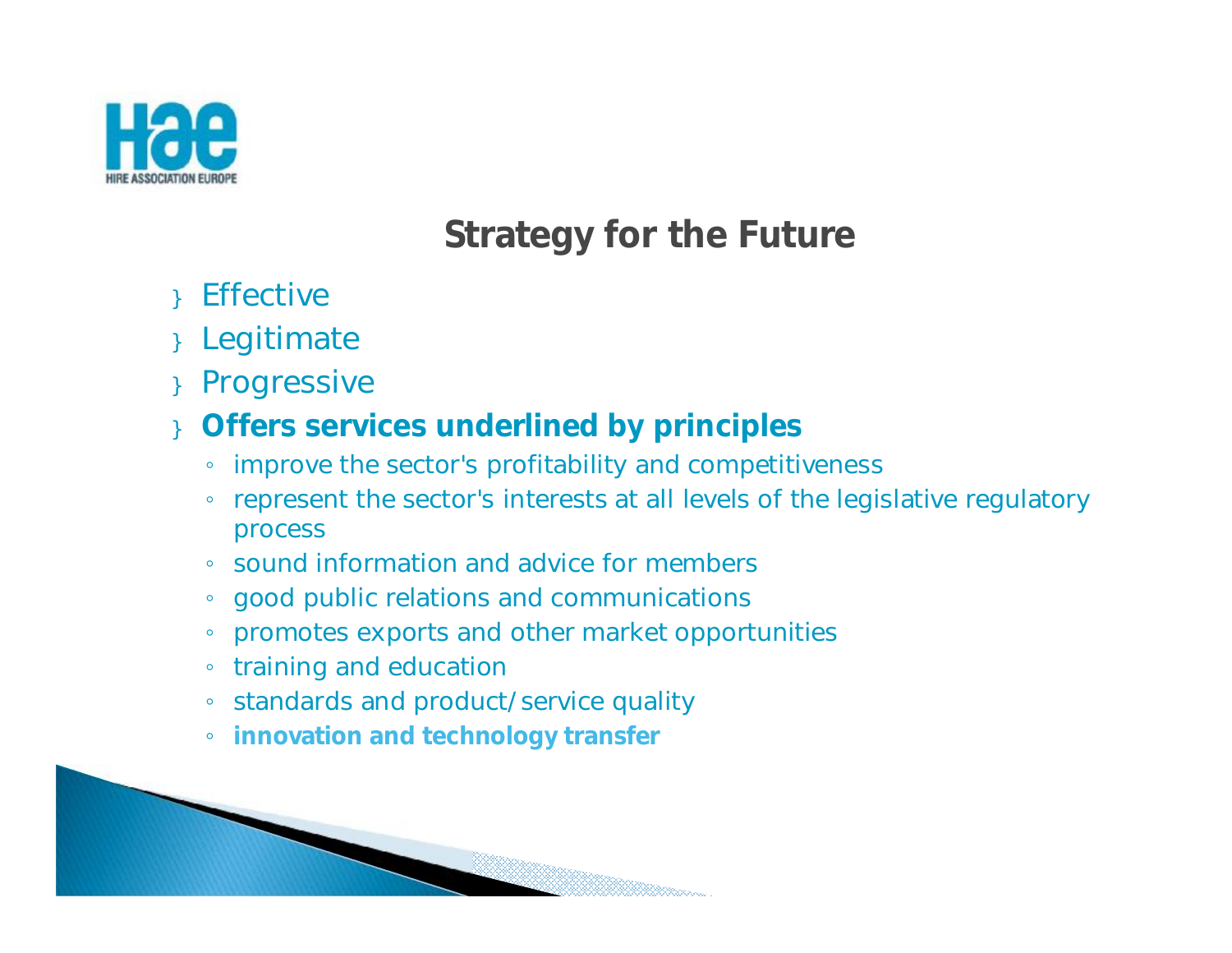## Strategy for the Future

- Effective
- Legitimate
- Progressive
- **Offers services underlined by principles**
  - improve the sector's profitability and competitiveness
  - represent the sector's interests at all levels of the legislative regulatory process
  - sound information and advice for members
  - good public relations and communications
  - promotes exports and other market opportunities
  - training and education
  - standards and product/service quality
  - **innovation and technology transfer**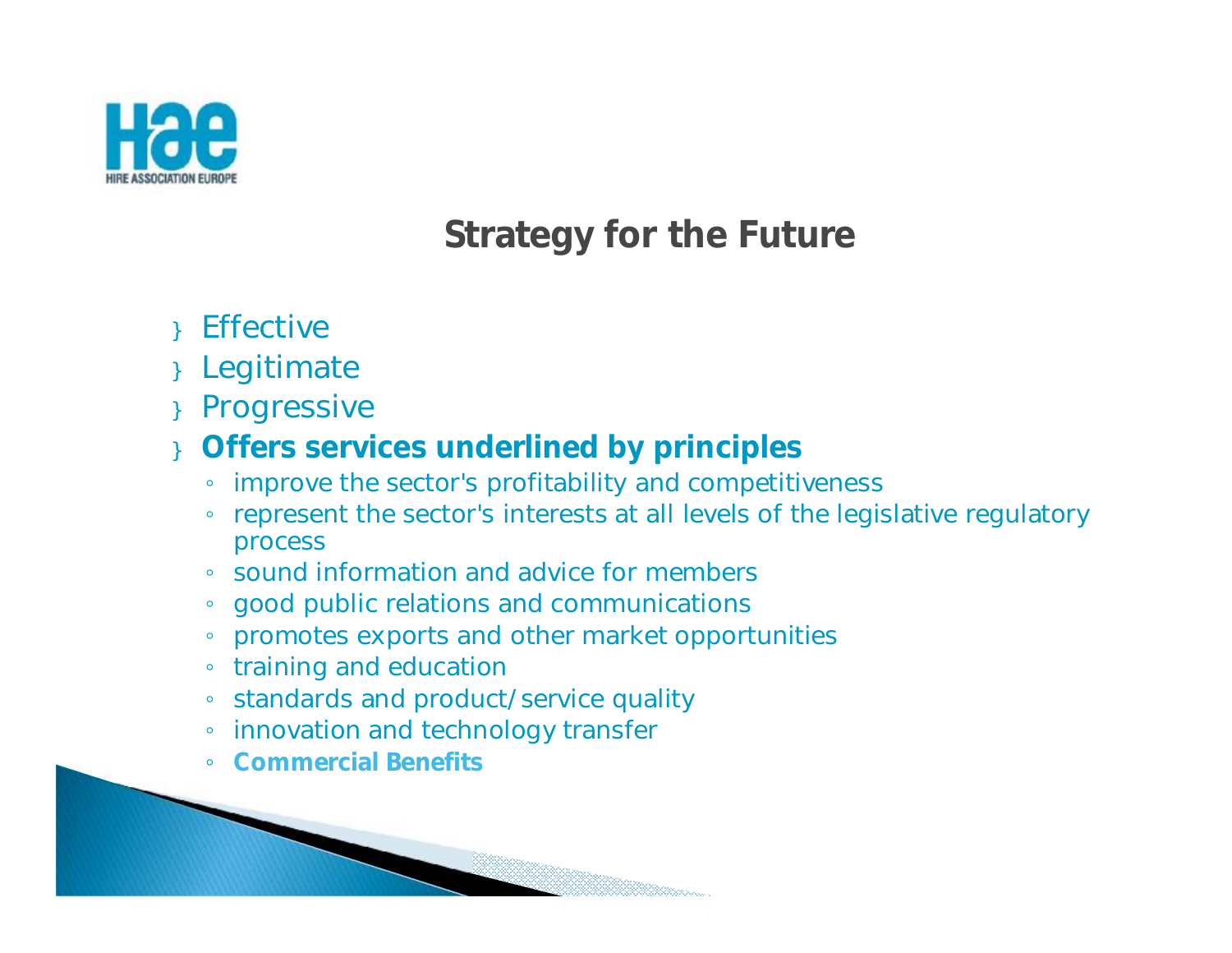# Strategy for the Future

- Effective
- Legitimate
- Progressive
- **Offers services underlined by principles**
  - improve the sector's profitability and competitiveness
  - represent the sector's interests at all levels of the legislative regulatory process
  - sound information and advice for members
  - good public relations and communications
  - promotes exports and other market opportunities
  - training and education
  - standards and product/service quality
  - innovation and technology transfer
  - **Commercial Benefits**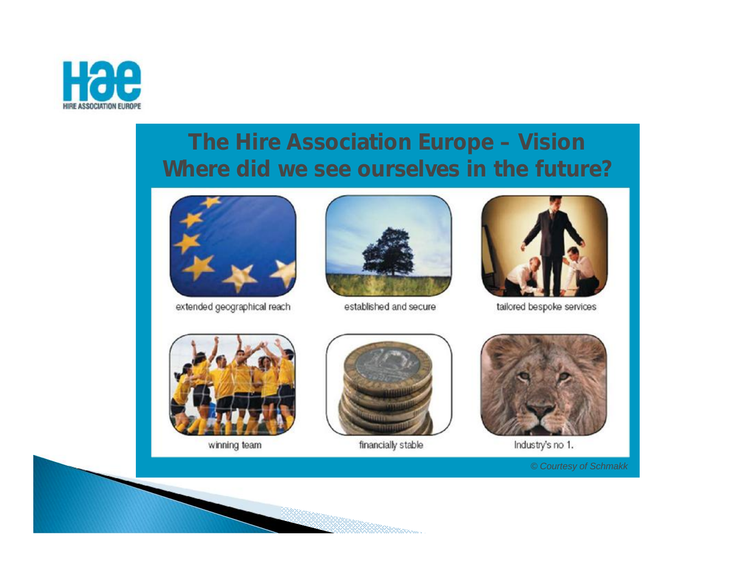HIRE ASSOCIATION EUROPE

# The Hire Association Europe – Vision
## Where did we see ourselves in the future?

extended geographical reach

established and secure

tailored bespoke services

winning team

financially stable

Industry's no 1.

*© Courtesy of Schmakk*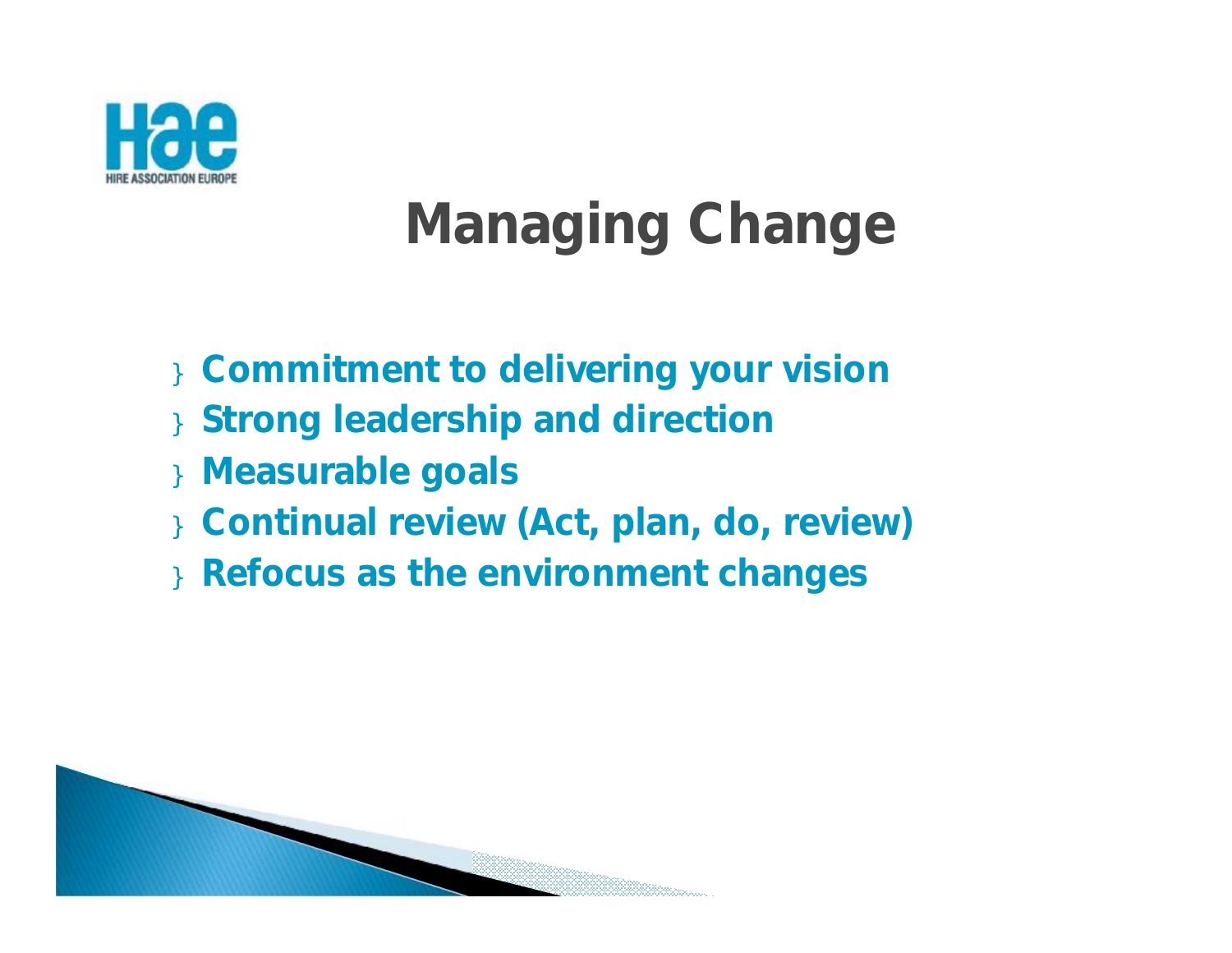# Managing Change

- Commitment to delivering your vision
- Strong leadership and direction
- Measurable goals
- Continual review (Act, plan, do, review)
- Refocus as the environment changes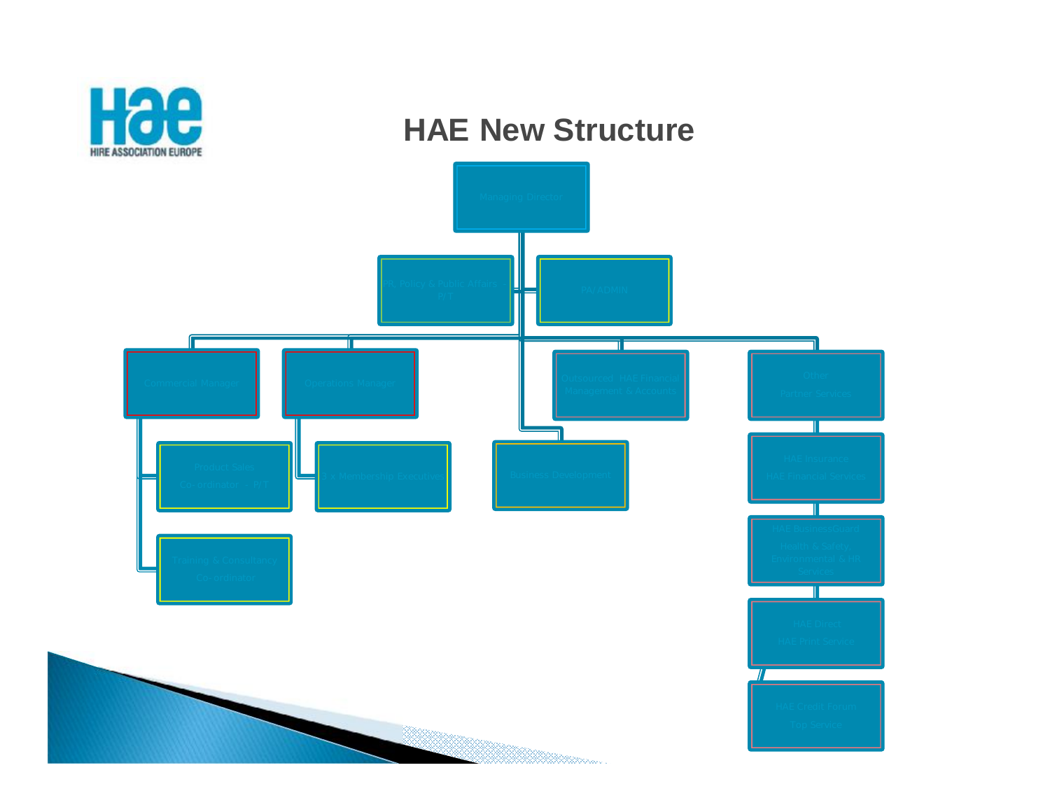# HAE New Structure

- Managing Director
  - PR, Policy & Public Affairs P/T
  - PA/ ADMIN
  - Commercial Manager
    - Product Sales Co-ordinator – P/T
    - Training & Consultancy Co-ordinator
  - Operations Manager
    - 3 x Membership Executives
  - Business Development
  - Outsourced HAE Financial Management & Accounts
  - Other Partner Services
    - HAE Insurance HAE Financial Services
    - HAE BusinessGuard Health & Safety, Environmental & HR Services
    - HAE Direct HAE Print Service
    - HAE Credit Forum Top Service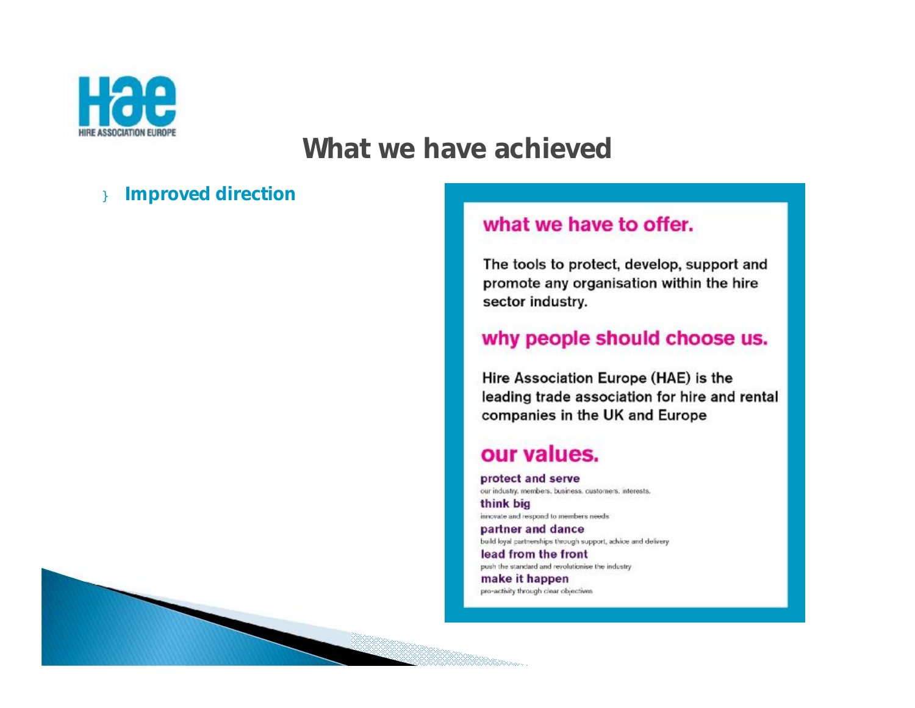# What we have achieved

- **Improved direction**

## what we have to offer.

The tools to protect, develop, support and promote any organisation within the hire sector industry.

## why people should choose us.

Hire Association Europe (HAE) is the leading trade association for hire and rental companies in the UK and Europe

## our values.

**protect and serve**
our industry, members, business, customers, interests.

**think big**
innovate and respond to members needs

**partner and dance**
build loyal partnerships through support, advice and delivery

**lead from the front**
push the standard and revolutionise the industry

**make it happen**
pro-activity through clear objectives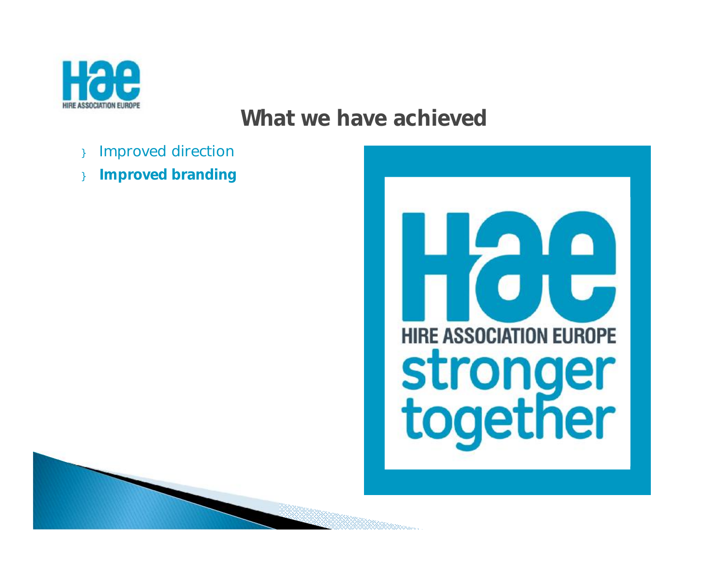## What we have achieved

- Improved direction
- **Improved branding**

HIRE ASSOCIATION EUROPE
stronger together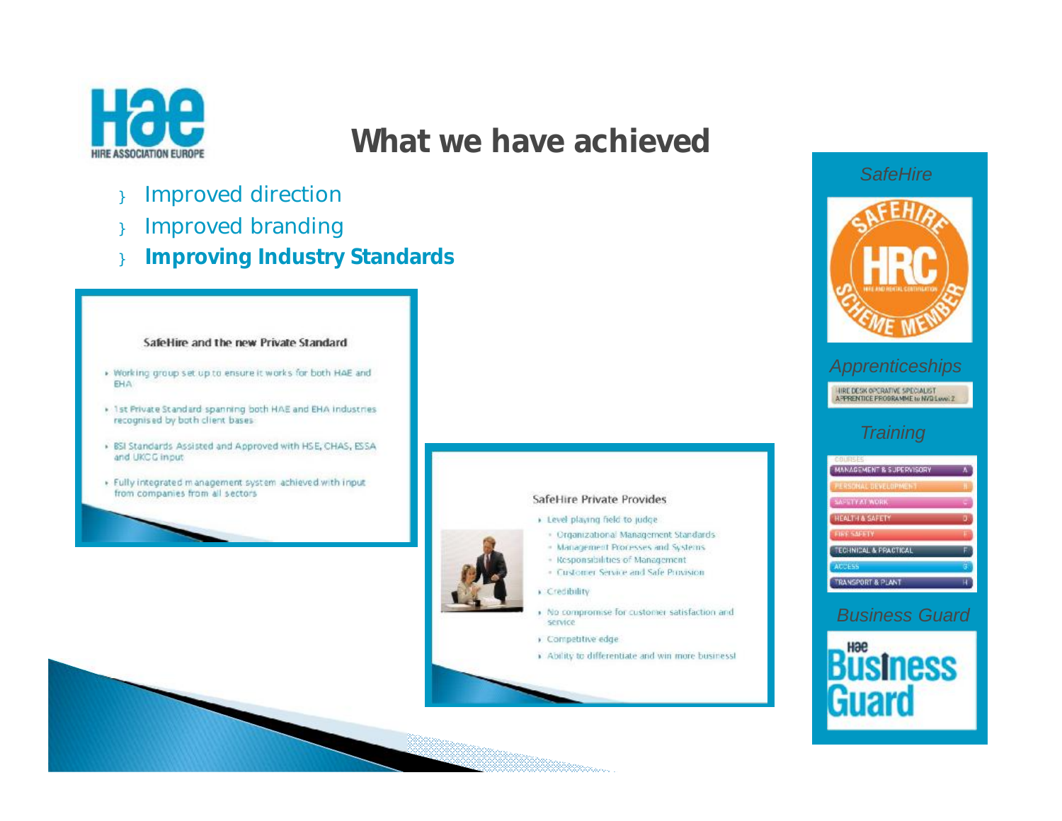# What we have achieved

- Improved direction
- Improved branding
- **Improving Industry Standards**

### SafeHire and the new Private Standard

- Working group set up to ensure it works for both HAE and EHA
- 1st Private Standard spanning both HAE and EHA industries recognised by both client bases
- BSI Standards Assisted and Approved with HSE, CHAS, ESSA and UKCG input
- Fully integrated management system achieved with input from companies from all sectors

### SafeHire Private Provides

- Level playing field to judge
  - Organizational Management Standards
  - Management Processes and Systems
  - Responsibilities of Management
  - Customer Service and Safe Provision
- Credibility
- No compromise for customer satisfaction and service
- Competitive edge
- Ability to differentiate and win more business!

*SafeHire*

SAFEHIRE HRC HIRE AND RENTAL CERTIFICATION SCHEME MEMBER

*Apprenticeships*

HIRE DESK OPERATIVE SPECIALIST APPRENTICE PROGRAMME to NVQ Level 2

*Training*

COURSES
- MANAGEMENT & SUPERVISORY A
- PERSONAL DEVELOPMENT B
- SAFETY AT WORK C
- HEALTH & SAFETY D
- FIRE SAFETY E
- TECHNICAL & PRACTICAL F
- ACCESS G
- TRANSPORT & PLANT H

*Business Guard*

Hae Business Guard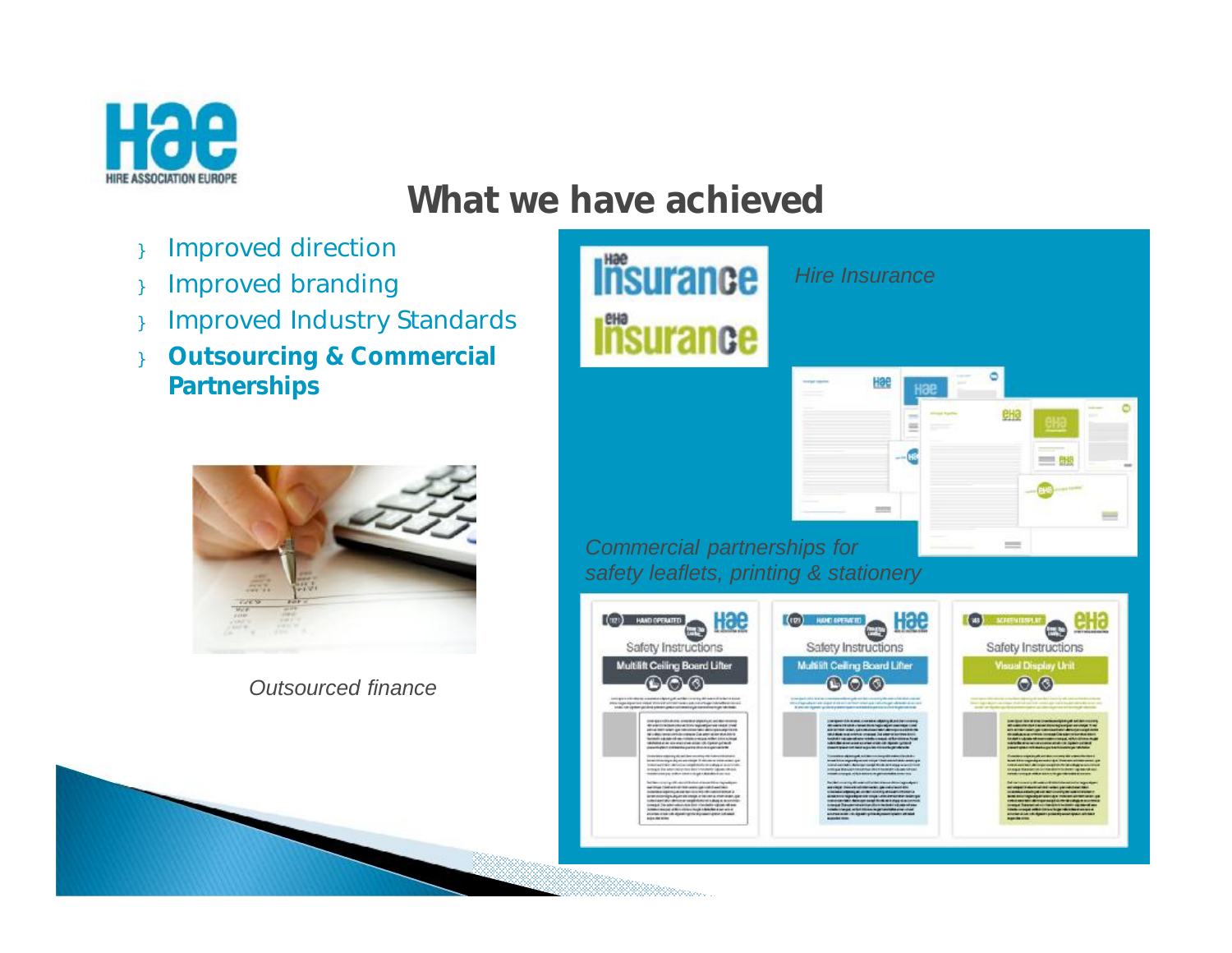# What we have achieved

- Improved direction
- Improved branding
- Improved Industry Standards
- **Outsourcing & Commercial Partnerships**

*Outsourced finance*

*Hire Insurance*

*Commercial partnerships for safety leaflets, printing & stationery*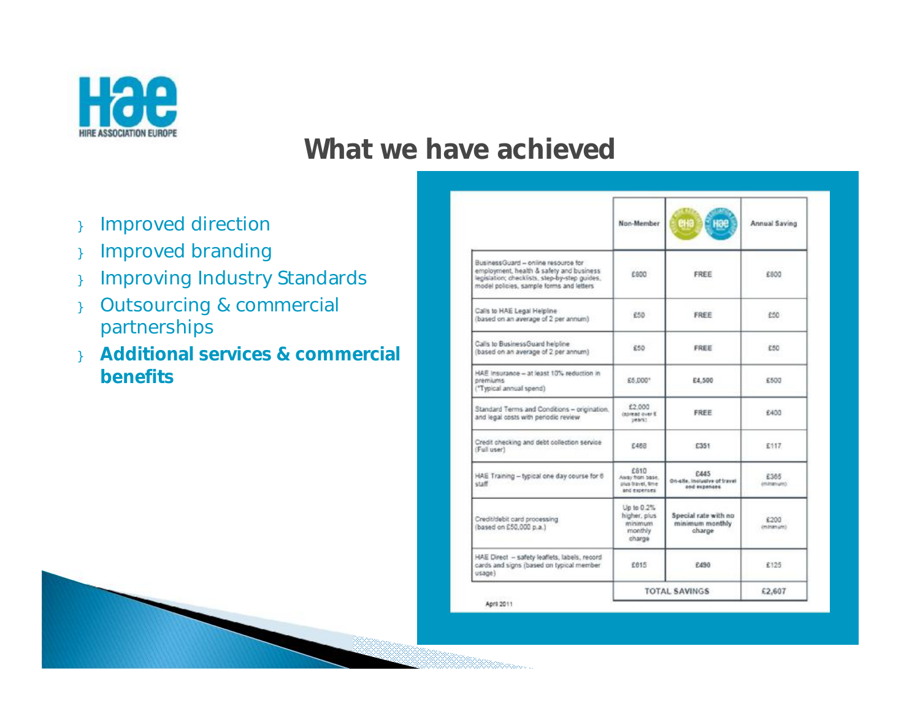# What we have achieved

- Improved direction
- Improved branding
- Improving Industry Standards
- Outsourcing & commercial partnerships
- **Additional services & commercial benefits**

| | Non-Member | EHA / HAE | Annual Saving |
|---|---|---|---|
| BusinessGuard – online resource for employment, health & safety and business legislation; checklists, step-by-step guides, model policies, sample forms and letters | £800 | FREE | £800 |
| Calls to HAE Legal Helpline (based on an average of 2 per annum) | £50 | FREE | £50 |
| Calls to BusinessGuard helpline (based on an average of 2 per annum) | £50 | FREE | £50 |
| HAE Insurance – at least 10% reduction in premiums (*Typical annual spend) | £5,000* | £4,500 | £500 |
| Standard Terms and Conditions – origination, and legal costs with periodic review | £2,000 (spread over 5 years) | FREE | £400 |
| Credit checking and debt collection service (Full user) | £468 | £351 | £117 |
| HAE Training – typical one day course for 6 staff | £810 Away from base, plus travel, time and expenses | £445 On-site, inclusive of travel and expenses | £365 (minimum) |
| Credit/debit card processing (based on £50,000 p.a.) | Up to 0.2% higher, plus minimum monthly charge | Special rate with no minimum monthly charge | £200 (minimum) |
| HAE Direct – safety leaflets, labels, record cards and signs (based on typical member usage) | £615 | £490 | £125 |
| | TOTAL SAVINGS | | £2,607 |

April 2011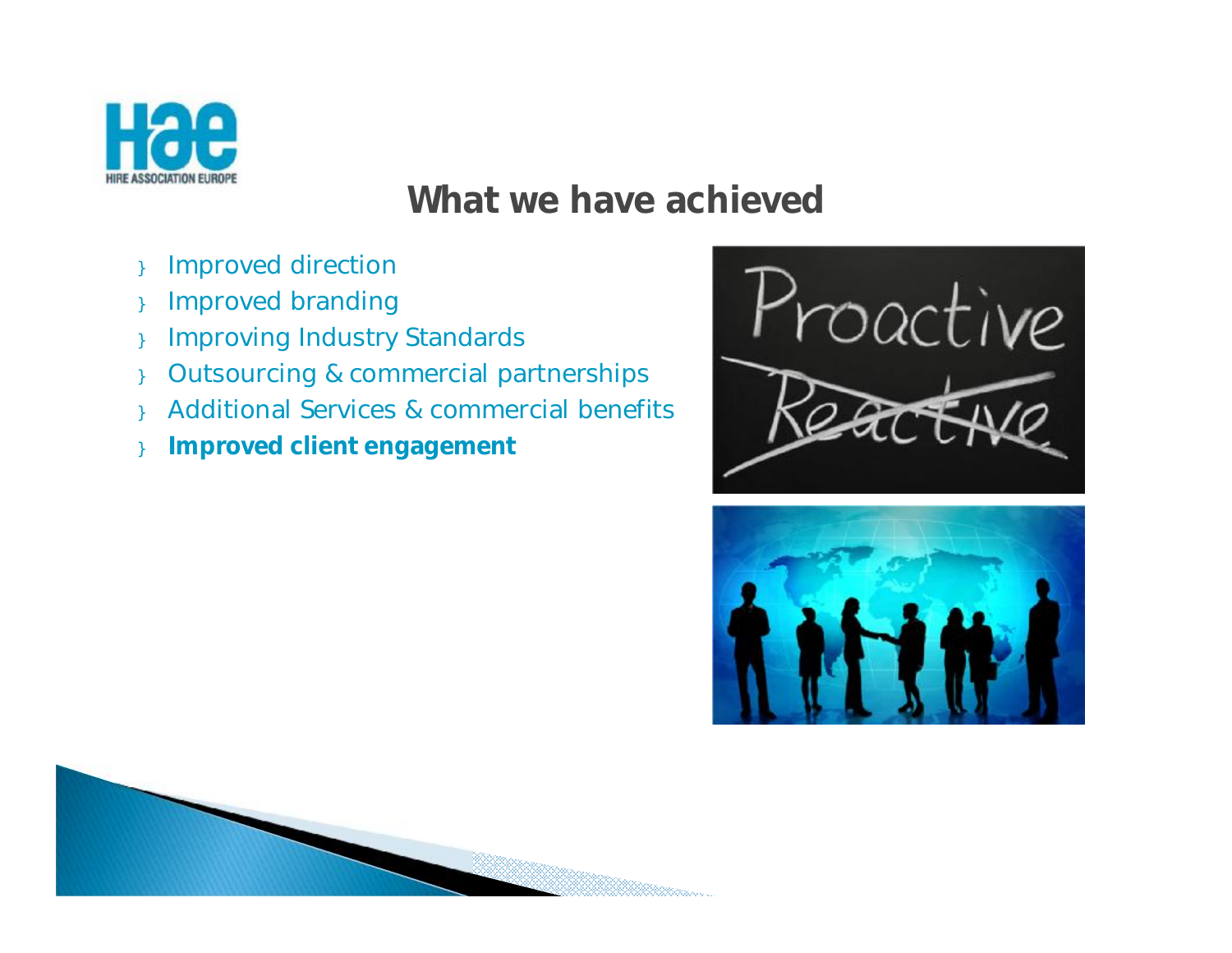# What we have achieved

- Improved direction
- Improved branding
- Improving Industry Standards
- Outsourcing & commercial partnerships
- Additional Services & commercial benefits
- **Improved client engagement**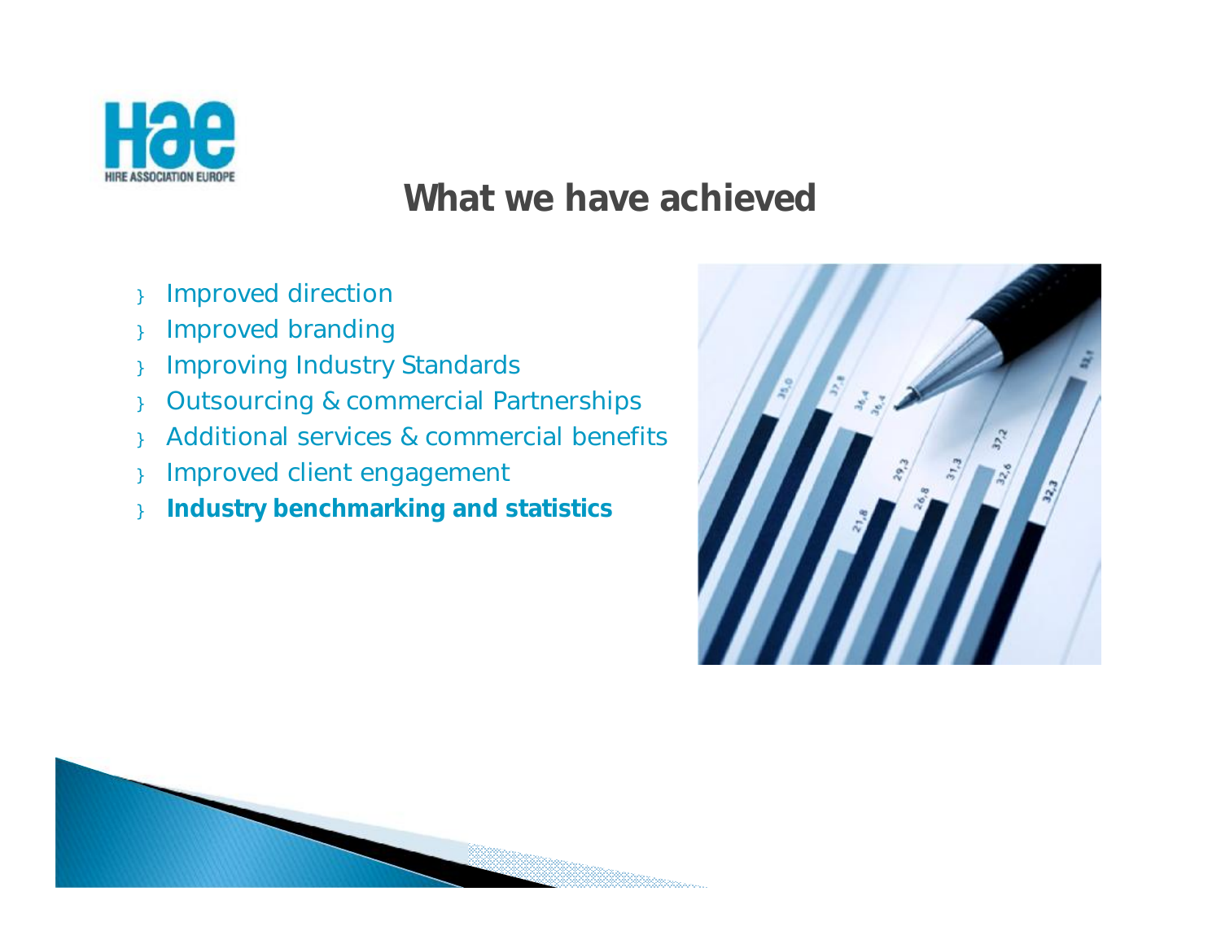## What we have achieved

- Improved direction
- Improved branding
- Improving Industry Standards
- Outsourcing & commercial Partnerships
- Additional services & commercial benefits
- Improved client engagement
- **Industry benchmarking and statistics**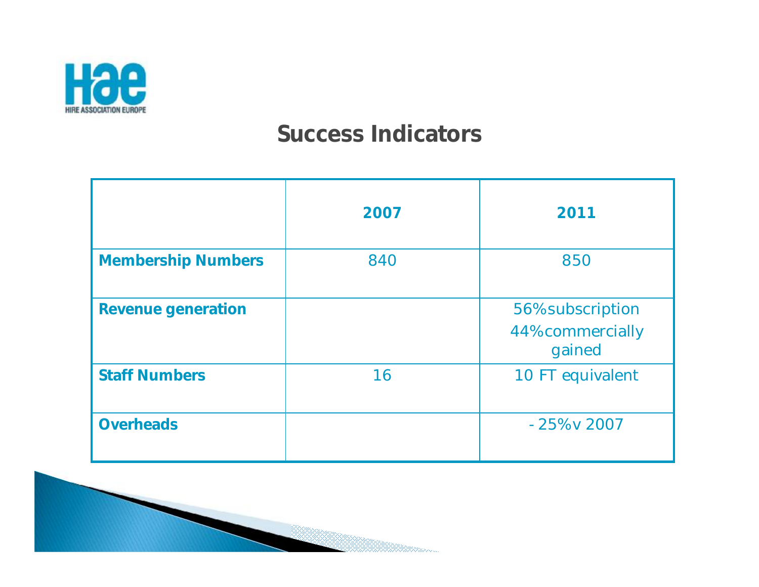# Success Indicators

| | 2007 | 2011 |
|---|---|---|
| **Membership Numbers** | 840 | 850 |
| **Revenue generation** | | 56% subscription<br>44% commercially gained |
| **Staff Numbers** | 16 | 10 FT equivalent |
| **Overheads** | | - 25% v 2007 |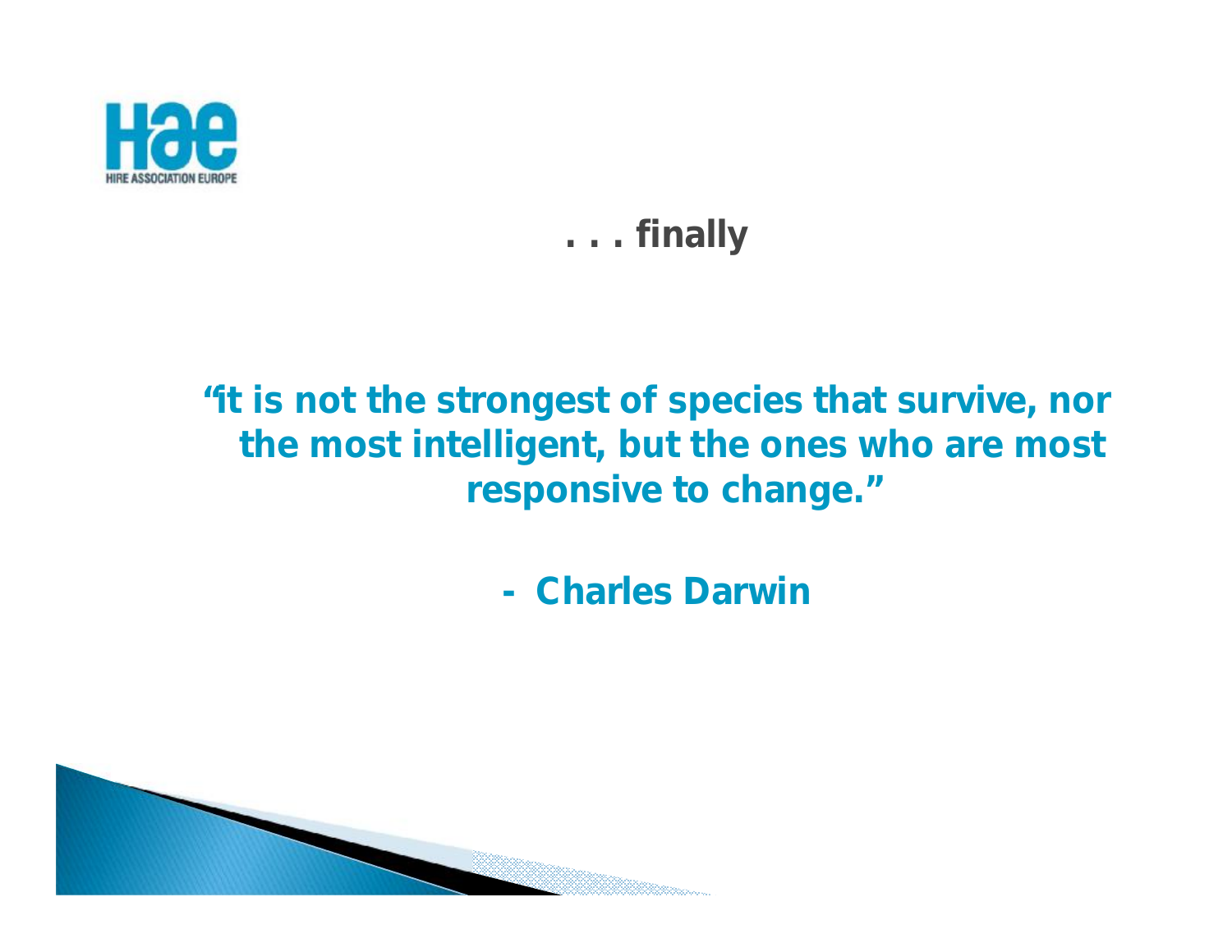HIRE ASSOCIATION EUROPE

. . . finally

**"it is not the strongest of species that survive, nor the most intelligent, but the ones who are most responsive to change."**

**- Charles Darwin**